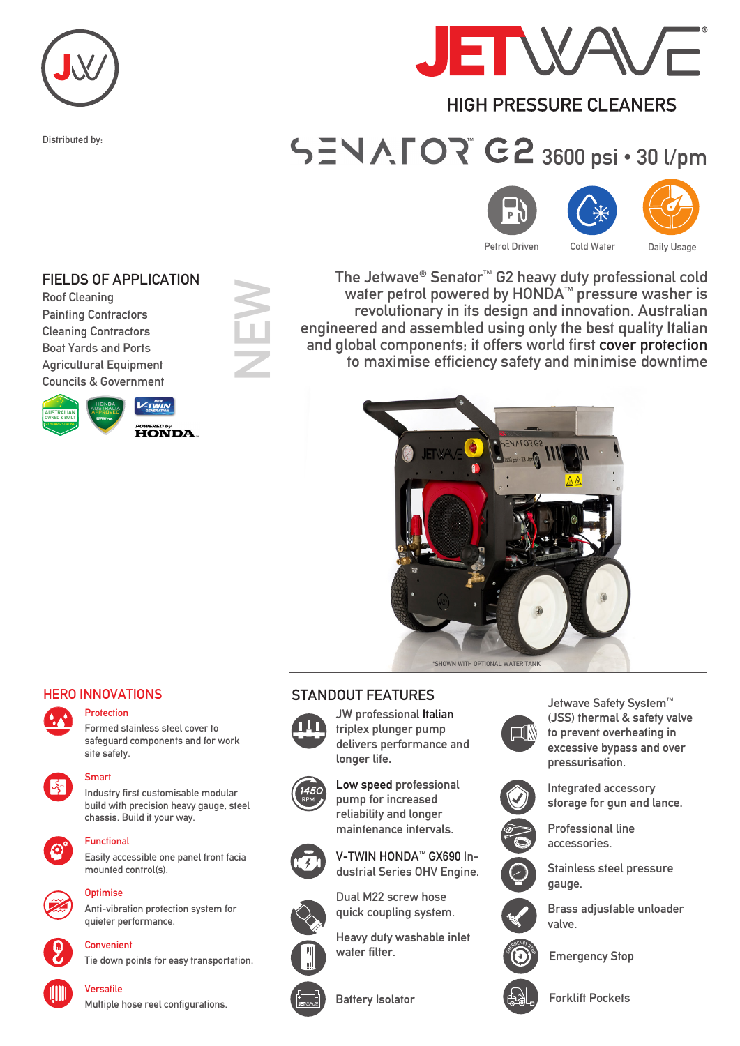# JETWAVE®

## HIGH PRESSURE CLEANERS

Distributed by:

# SENATOR™ G2 3600 psi • 30 l/pm

Petrol Driven | Cold Water | Daily Usage

## FIELDS OF APPLICATION

- Roof Cleaning
- Painting Contractors
- Cleaning Contractors
- Boat Yards and Ports
- Agricultural Equipment
- Councils & Government

AUSTRALIAN OWNED & BUILT — HONDA AUSTRALIA APPROVED — V-TWIN GENERATION — POWERED by HONDA

NEW

The Jetwave® Senator™ G2 heavy duty professional cold water petrol powered by HONDA™ pressure washer is revolutionary in its design and innovation. Australian engineered and assembled using only the best quality Italian and global components; it offers world first cover protection to maximise efficiency safety and minimise downtime

*SHOWN WITH OPTIONAL WATER TANK

## HERO INNOVATIONS

**Protection**
Formed stainless steel cover to safeguard components and for work site safety.

**Smart**
Industry first customisable modular build with precision heavy gauge, steel chassis. Build it your way.

**Functional**
Easily accessible one panel front facia mounted control(s).

**Optimise**
Anti-vibration protection system for quieter performance.

**Convenient**
Tie down points for easy transportation.

**Versatile**
Multiple hose reel configurations.

## STANDOUT FEATURES

- JW professional Italian triplex plunger pump delivers performance and longer life.
- Low speed professional pump for increased reliability and longer maintenance intervals.
- V-TWIN HONDA™ GX690 Industrial Series OHV Engine.
- Dual M22 screw hose quick coupling system.
- Heavy duty washable inlet water filter.
- Battery Isolator
- Jetwave Safety System™ (JSS) thermal & safety valve to prevent overheating in excessive bypass and over pressurisation.
- Integrated accessory storage for gun and lance.
- Professional line accessories.
- Stainless steel pressure gauge.
- Brass adjustable unloader valve.
- Emergency Stop
- Forklift Pockets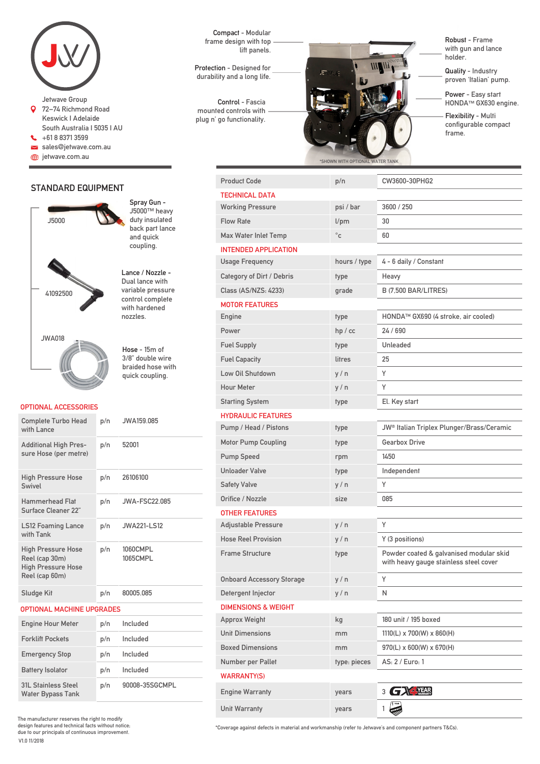Jetwave Group
72–74 Richmond Road
Keswick | Adelaide
South Australia | 5035 | AU
+61 8 8371 3599
sales@jetwave.com.au
jetwave.com.au

**Compact** - Modular frame design with top lift panels.

**Protection** - Designed for durability and a long life.

**Control** - Fascia mounted controls with plug n' go functionality.

**Robust** - Frame with gun and lance holder.

**Quality** - Industry proven 'Italian' pump.

**Power** - Easy start HONDA™ GX630 engine.

**Flexibility** - Multi configurable compact frame.

*SHOWN WITH OPTIONAL WATER TANK

## STANDARD EQUIPMENT

J5000 — **Spray Gun** - J5000™ heavy duty insulated back part lance and quick coupling.

41092500 — **Lance / Nozzle** - Dual lance with variable pressure control complete with hardened nozzles.

JWA018 — **Hose** - 15m of 3/8" double wire braided hose with quick coupling.

## OPTIONAL ACCESSORIES

| | | |
|---|---|---|
| Complete Turbo Head with Lance | p/n | JWA159.085 |
| Additional High Pressure Hose (per metre) | p/n | 52001 |
| High Pressure Hose Swivel | p/n | 26106100 |
| Hammerhead Flat Surface Cleaner 22" | p/n | JWA-FSC22.085 |
| LS12 Foaming Lance with Tank | p/n | JWA221-LS12 |
| High Pressure Hose Reel (cap 30m)<br>High Pressure Hose Reel (cap 60m) | p/n | 1060CMPL<br>1065CMPL |
| Sludge Kit | p/n | 80005.085 |

## OPTIONAL MACHINE UPGRADES

| | | |
|---|---|---|
| Engine Hour Meter | p/n | Included |
| Forklift Pockets | p/n | Included |
| Emergency Stop | p/n | Included |
| Battery Isolator | p/n | Included |
| 31L Stainless Steel Water Bypass Tank | p/n | 90008-35SGCMPL |

| Product Code | p/n | CW3600-30PHG2 |
|---|---|---|
| **TECHNICAL DATA** | | |
| Working Pressure | psi / bar | 3600 / 250 |
| Flow Rate | l/pm | 30 |
| Max Water Inlet Temp | °c | 60 |
| **INTENDED APPLICATION** | | |
| Usage Frequency | hours / type | 4 - 6 daily / Constant |
| Category of Dirt / Debris | type | Heavy |
| Class (AS/NZS: 4233) | grade | B (7,500 BAR/LITRES) |
| **MOTOR FEATURES** | | |
| Engine | type | HONDA™ GX690 (4 stroke, air cooled) |
| Power | hp / cc | 24 / 690 |
| Fuel Supply | type | Unleaded |
| Fuel Capacity | litres | 25 |
| Low Oil Shutdown | y / n | Y |
| Hour Meter | y / n | Y |
| Starting System | type | El. Key start |
| **HYDRAULIC FEATURES** | | |
| Pump / Head / Pistons | type | JW® Italian Triplex Plunger/Brass/Ceramic |
| Motor Pump Coupling | type | Gearbox Drive |
| Pump Speed | rpm | 1450 |
| Unloader Valve | type | Independent |
| Safety Valve | y / n | Y |
| Orifice / Nozzle | size | 085 |
| **OTHER FEATURES** | | |
| Adjustable Pressure | y / n | Y |
| Hose Reel Provision | y / n | Y (3 positions) |
| Frame Structure | type | Powder coated & galvanised modular skid with heavy gauge stainless steel cover |
| Onboard Accessory Storage | y / n | Y |
| Detergent Injector | y / n | N |
| **DIMENSIONS & WEIGHT** | | |
| Approx Weight | kg | 180 unit / 195 boxed |
| Unit Dimensions | mm | 1110(L) x 700(W) x 860(H) |
| Boxed Dimensions | mm | 970(L) x 600(W) x 670(H) |
| Number per Pallet | type: pieces | AS: 2 / Euro: 1 |
| **WARRANTY(S)** | | |
| Engine Warranty | years | 3 GX 4 YEAR WARRANTY |
| Unit Warranty | years | 1 |

The manufacturer reserves the right to modify design features and technical facts without notice; due to our principals of continuous improvement.
V1.0 11/2018

*Coverage against defects in material and workmanship (refer to Jetwave's and component partners T&Cs).